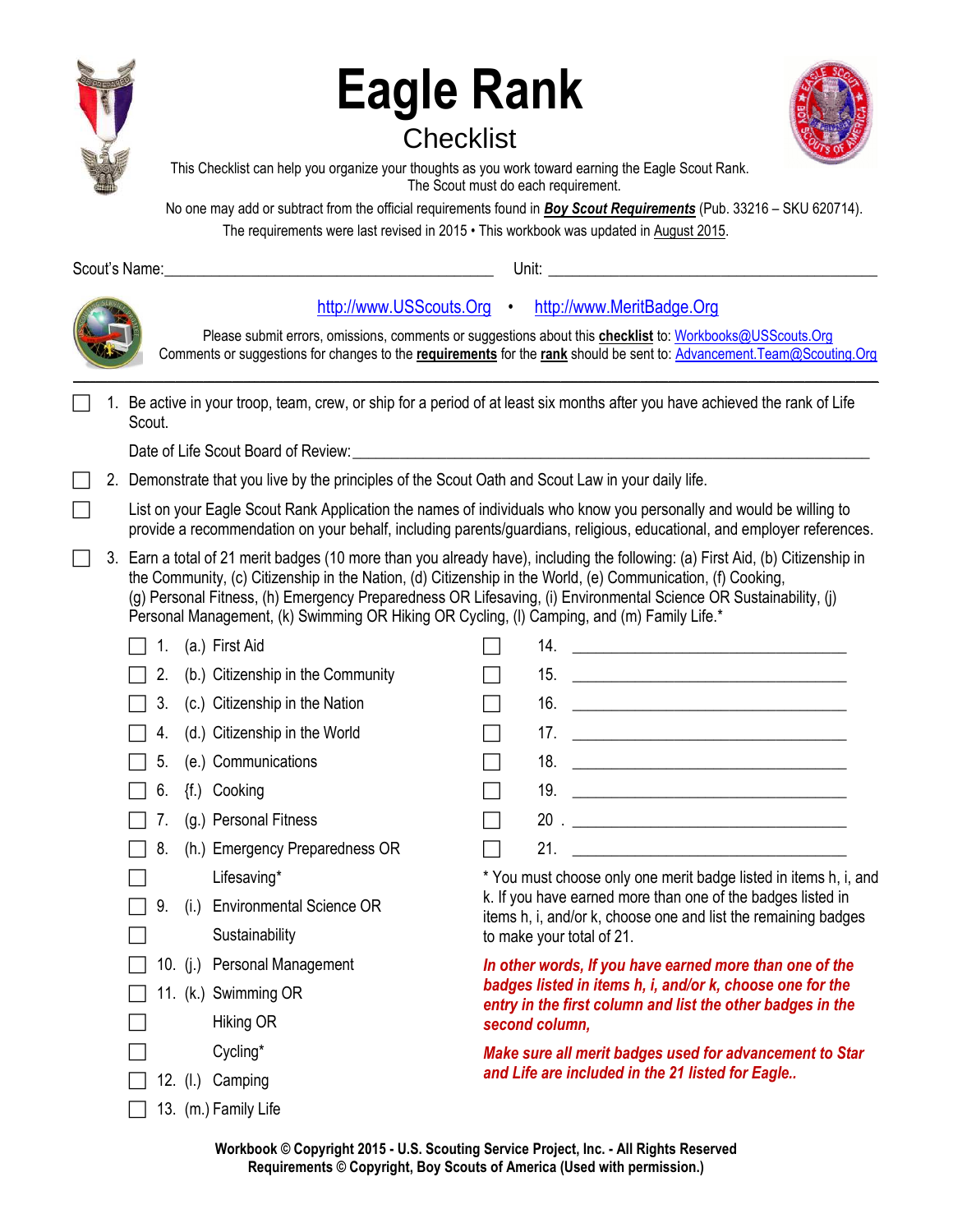# Eagle Rank

## Checklist

This Checklist can help you organize your thoughts as you work toward earning the Eagle Scout Rank. The Scout must do each requirement.

No one may add or subtract from the official requirements found in ***Boy Scout Requirements*** (Pub. 33216 – SKU 620714).

The requirements were last revised in 2015 • This workbook was updated in August 2015.

Scout's Name:______________________________ Unit: ______________________________

http://www.USScouts.Org • http://www.MeritBadge.Org

Please submit errors, omissions, comments or suggestions about this **checklist** to: Workbooks@USScouts.Org

Comments or suggestions for changes to the **requirements** for the **rank** should be sent to: Advancement.Team@Scouting.Org

---

☐ 1. Be active in your troop, team, crew, or ship for a period of at least six months after you have achieved the rank of Life Scout.

Date of Life Scout Board of Review:______________________________

☐ 2. Demonstrate that you live by the principles of the Scout Oath and Scout Law in your daily life.

☐ List on your Eagle Scout Rank Application the names of individuals who know you personally and would be willing to provide a recommendation on your behalf, including parents/guardians, religious, educational, and employer references.

☐ 3. Earn a total of 21 merit badges (10 more than you already have), including the following: (a) First Aid, (b) Citizenship in the Community, (c) Citizenship in the Nation, (d) Citizenship in the World, (e) Communication, (f) Cooking, (g) Personal Fitness, (h) Emergency Preparedness OR Lifesaving, (i) Environmental Science OR Sustainability, (j) Personal Management, (k) Swimming OR Hiking OR Cycling, (l) Camping, and (m) Family Life.*

- ☐ 1. (a.) First Aid
- ☐ 2. (b.) Citizenship in the Community
- ☐ 3. (c.) Citizenship in the Nation
- ☐ 4. (d.) Citizenship in the World
- ☐ 5. (e.) Communications
- ☐ 6. {f.) Cooking
- ☐ 7. (g.) Personal Fitness
- ☐ 8. (h.) Emergency Preparedness OR
- ☐ Lifesaving*
- ☐ 9. (i.) Environmental Science OR
- ☐ Sustainability
- ☐ 10. (j.) Personal Management
- ☐ 11. (k.) Swimming OR
- ☐ Hiking OR
- ☐ Cycling*
- ☐ 12. (l.) Camping
- ☐ 13. (m.) Family Life

- ☐ 14. ______________________________
- ☐ 15. ______________________________
- ☐ 16. ______________________________
- ☐ 17. ______________________________
- ☐ 18. ______________________________
- ☐ 19. ______________________________
- ☐ 20 . ______________________________
- ☐ 21. ______________________________

* You must choose only one merit badge listed in items h, i, and k. If you have earned more than one of the badges listed in items h, i, and/or k, choose one and list the remaining badges to make your total of 21.

***In other words, If you have earned more than one of the badges listed in items h, i, and/or k, choose one for the entry in the first column and list the other badges in the second column,***

***Make sure all merit badges used for advancement to Star and Life are included in the 21 listed for Eagle..***

**Workbook © Copyright 2015 - U.S. Scouting Service Project, Inc. - All Rights Reserved**
**Requirements © Copyright, Boy Scouts of America (Used with permission.)**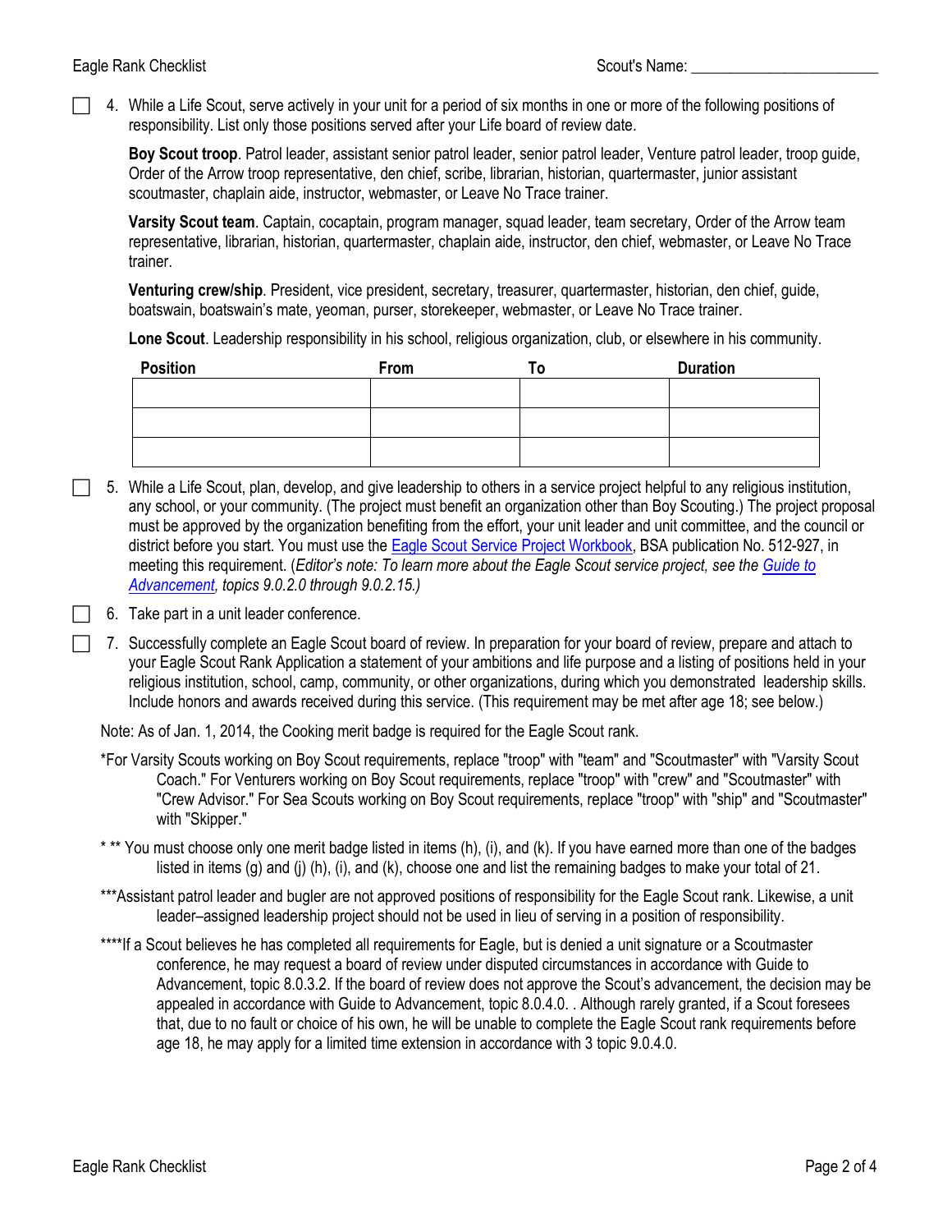Scout's Name: ________________________

- [ ] 4. While a Life Scout, serve actively in your unit for a period of six months in one or more of the following positions of responsibility. List only those positions served after your Life board of review date.

  **Boy Scout troop**. Patrol leader, assistant senior patrol leader, senior patrol leader, Venture patrol leader, troop guide, Order of the Arrow troop representative, den chief, scribe, librarian, historian, quartermaster, junior assistant scoutmaster, chaplain aide, instructor, webmaster, or Leave No Trace trainer.

  **Varsity Scout team**. Captain, cocaptain, program manager, squad leader, team secretary, Order of the Arrow team representative, librarian, historian, quartermaster, chaplain aide, instructor, den chief, webmaster, or Leave No Trace trainer.

  **Venturing crew/ship**. President, vice president, secretary, treasurer, quartermaster, historian, den chief, guide, boatswain, boatswain's mate, yeoman, purser, storekeeper, webmaster, or Leave No Trace trainer.

  **Lone Scout**. Leadership responsibility in his school, religious organization, club, or elsewhere in his community.

| Position | From | To | Duration |
|---|---|---|---|
| | | | |
| | | | |
| | | | |

- [ ] 5. While a Life Scout, plan, develop, and give leadership to others in a service project helpful to any religious institution, any school, or your community. (The project must benefit an organization other than Boy Scouting.) The project proposal must be approved by the organization benefiting from the effort, your unit leader and unit committee, and the council or district before you start. You must use the Eagle Scout Service Project Workbook, BSA publication No. 512-927, in meeting this requirement. (*Editor's note: To learn more about the Eagle Scout service project, see the Guide to Advancement, topics 9.0.2.0 through 9.0.2.15.)*

- [ ] 6. Take part in a unit leader conference.

- [ ] 7. Successfully complete an Eagle Scout board of review. In preparation for your board of review, prepare and attach to your Eagle Scout Rank Application a statement of your ambitions and life purpose and a listing of positions held in your religious institution, school, camp, community, or other organizations, during which you demonstrated leadership skills. Include honors and awards received during this service. (This requirement may be met after age 18; see below.)

Note: As of Jan. 1, 2014, the Cooking merit badge is required for the Eagle Scout rank.

*For Varsity Scouts working on Boy Scout requirements, replace "troop" with "team" and "Scoutmaster" with "Varsity Scout Coach." For Venturers working on Boy Scout requirements, replace "troop" with "crew" and "Scoutmaster" with "Crew Advisor." For Sea Scouts working on Boy Scout requirements, replace "troop" with "ship" and "Scoutmaster" with "Skipper."

* ** You must choose only one merit badge listed in items (h), (i), and (k). If you have earned more than one of the badges listed in items (g) and (j) (h), (i), and (k), choose one and list the remaining badges to make your total of 21.

***Assistant patrol leader and bugler are not approved positions of responsibility for the Eagle Scout rank. Likewise, a unit leader–assigned leadership project should not be used in lieu of serving in a position of responsibility.

****If a Scout believes he has completed all requirements for Eagle, but is denied a unit signature or a Scoutmaster conference, he may request a board of review under disputed circumstances in accordance with Guide to Advancement, topic 8.0.3.2. If the board of review does not approve the Scout's advancement, the decision may be appealed in accordance with Guide to Advancement, topic 8.0.4.0. . Although rarely granted, if a Scout foresees that, due to no fault or choice of his own, he will be unable to complete the Eagle Scout rank requirements before age 18, he may apply for a limited time extension in accordance with 3 topic 9.0.4.0.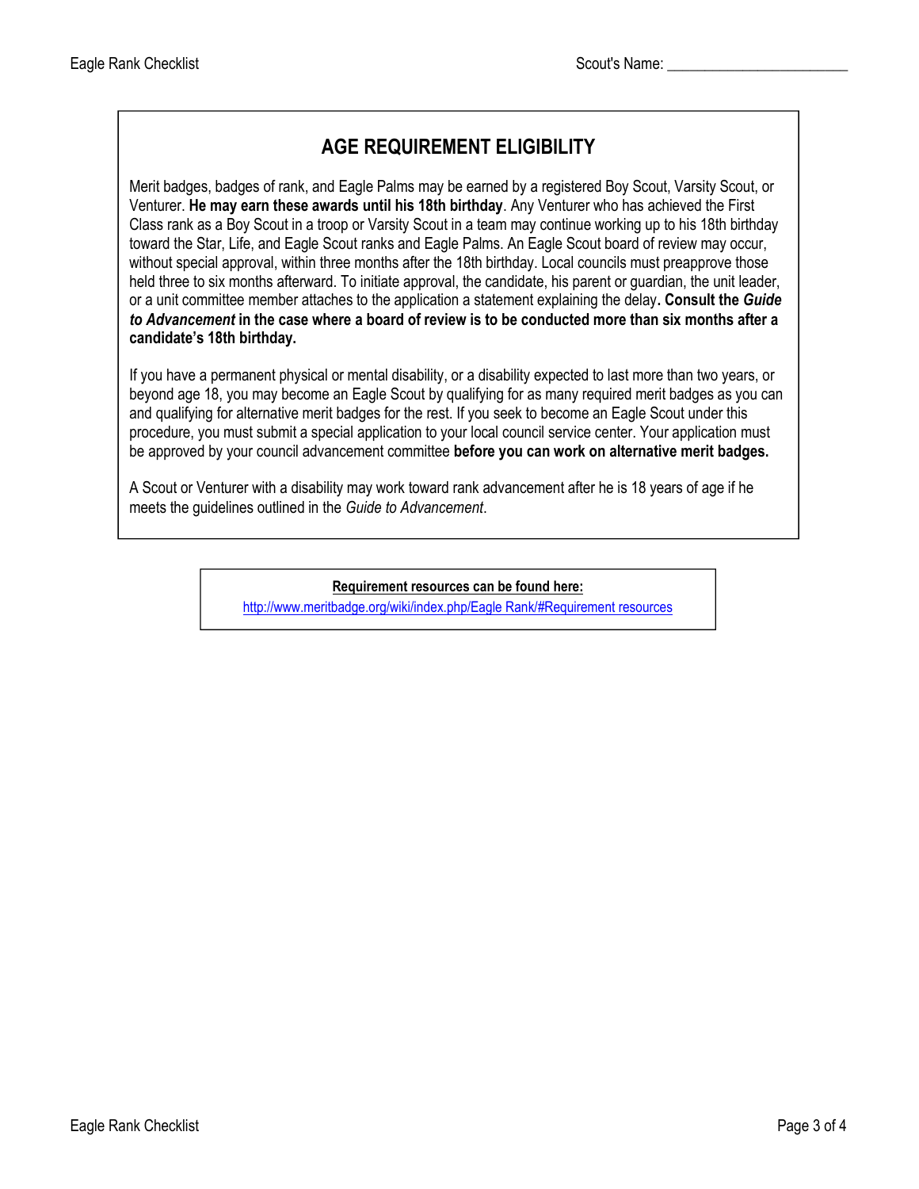## AGE REQUIREMENT ELIGIBILITY

Merit badges, badges of rank, and Eagle Palms may be earned by a registered Boy Scout, Varsity Scout, or Venturer. **He may earn these awards until his 18th birthday**. Any Venturer who has achieved the First Class rank as a Boy Scout in a troop or Varsity Scout in a team may continue working up to his 18th birthday toward the Star, Life, and Eagle Scout ranks and Eagle Palms. An Eagle Scout board of review may occur, without special approval, within three months after the 18th birthday. Local councils must preapprove those held three to six months afterward. To initiate approval, the candidate, his parent or guardian, the unit leader, or a unit committee member attaches to the application a statement explaining the delay**. Consult the *Guide to Advancement* in the case where a board of review is to be conducted more than six months after a candidate's 18th birthday.**

If you have a permanent physical or mental disability, or a disability expected to last more than two years, or beyond age 18, you may become an Eagle Scout by qualifying for as many required merit badges as you can and qualifying for alternative merit badges for the rest. If you seek to become an Eagle Scout under this procedure, you must submit a special application to your local council service center. Your application must be approved by your council advancement committee **before you can work on alternative merit badges.**

A Scout or Venturer with a disability may work toward rank advancement after he is 18 years of age if he meets the guidelines outlined in the *Guide to Advancement*.

**Requirement resources can be found here:**
http://www.meritbadge.org/wiki/index.php/Eagle Rank/#Requirement resources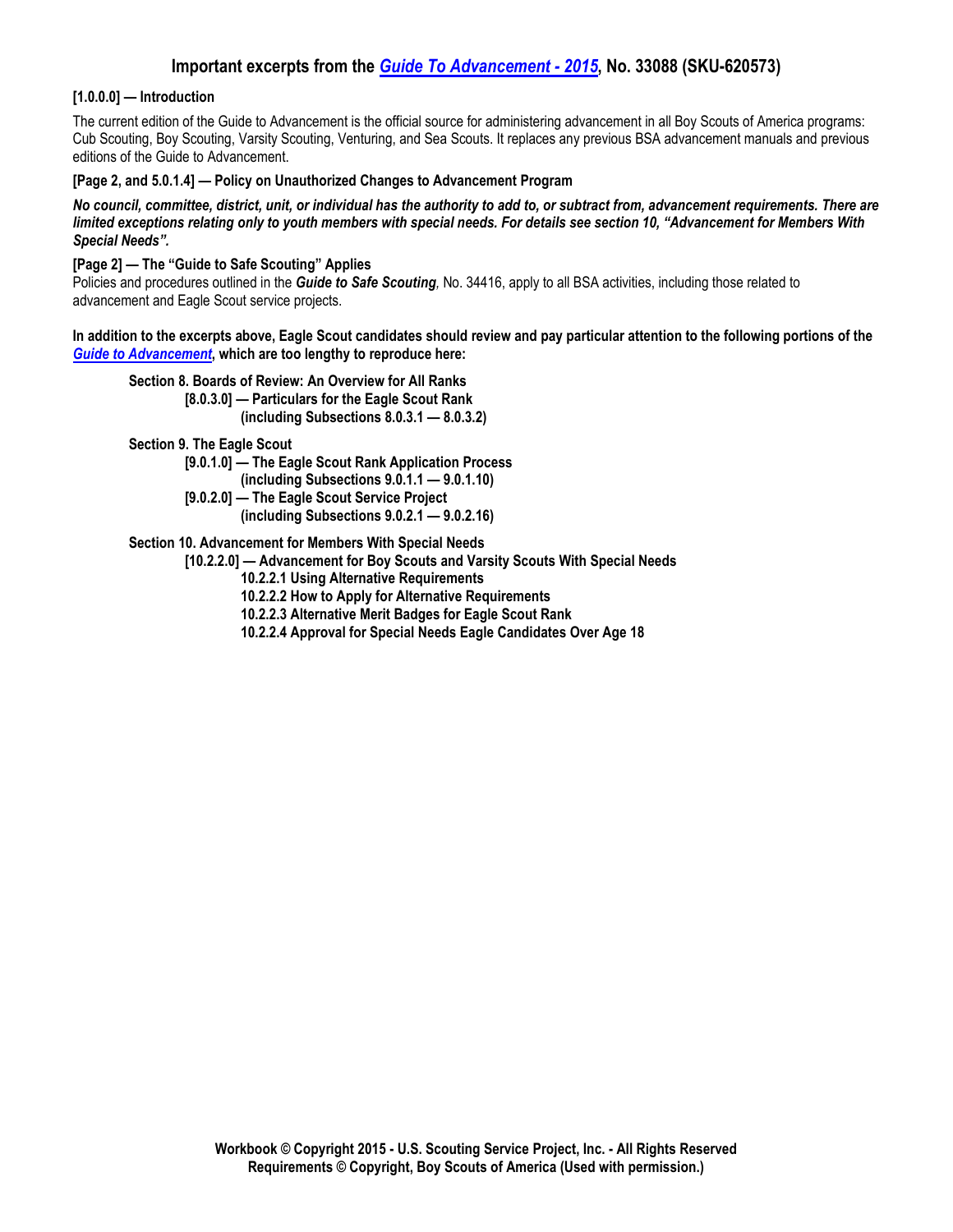# Important excerpts from the *Guide To Advancement - 2015*, No. 33088 (SKU-620573)

**[1.0.0.0] — Introduction**

The current edition of the Guide to Advancement is the official source for administering advancement in all Boy Scouts of America programs: Cub Scouting, Boy Scouting, Varsity Scouting, Venturing, and Sea Scouts. It replaces any previous BSA advancement manuals and previous editions of the Guide to Advancement.

**[Page 2, and 5.0.1.4] — Policy on Unauthorized Changes to Advancement Program**

***No council, committee, district, unit, or individual has the authority to add to, or subtract from, advancement requirements. There are limited exceptions relating only to youth members with special needs. For details see section 10, "Advancement for Members With Special Needs".***

**[Page 2] — The "Guide to Safe Scouting" Applies**

Policies and procedures outlined in the ***Guide to Safe Scouting***, No. 34416, apply to all BSA activities, including those related to advancement and Eagle Scout service projects.

**In addition to the excerpts above, Eagle Scout candidates should review and pay particular attention to the following portions of the *Guide to Advancement*, which are too lengthy to reproduce here:**

- **Section 8. Boards of Review: An Overview for All Ranks**
  - **[8.0.3.0] — Particulars for the Eagle Scout Rank (including Subsections 8.0.3.1 — 8.0.3.2)**
- **Section 9. The Eagle Scout**
  - **[9.0.1.0] — The Eagle Scout Rank Application Process (including Subsections 9.0.1.1 — 9.0.1.10)**
  - **[9.0.2.0] — The Eagle Scout Service Project (including Subsections 9.0.2.1 — 9.0.2.16)**
- **Section 10. Advancement for Members With Special Needs**
  - **[10.2.2.0] — Advancement for Boy Scouts and Varsity Scouts With Special Needs**
    - **10.2.2.1 Using Alternative Requirements**
    - **10.2.2.2 How to Apply for Alternative Requirements**
    - **10.2.2.3 Alternative Merit Badges for Eagle Scout Rank**
    - **10.2.2.4 Approval for Special Needs Eagle Candidates Over Age 18**

**Workbook © Copyright 2015 - U.S. Scouting Service Project, Inc. - All Rights Reserved**
**Requirements © Copyright, Boy Scouts of America (Used with permission.)**